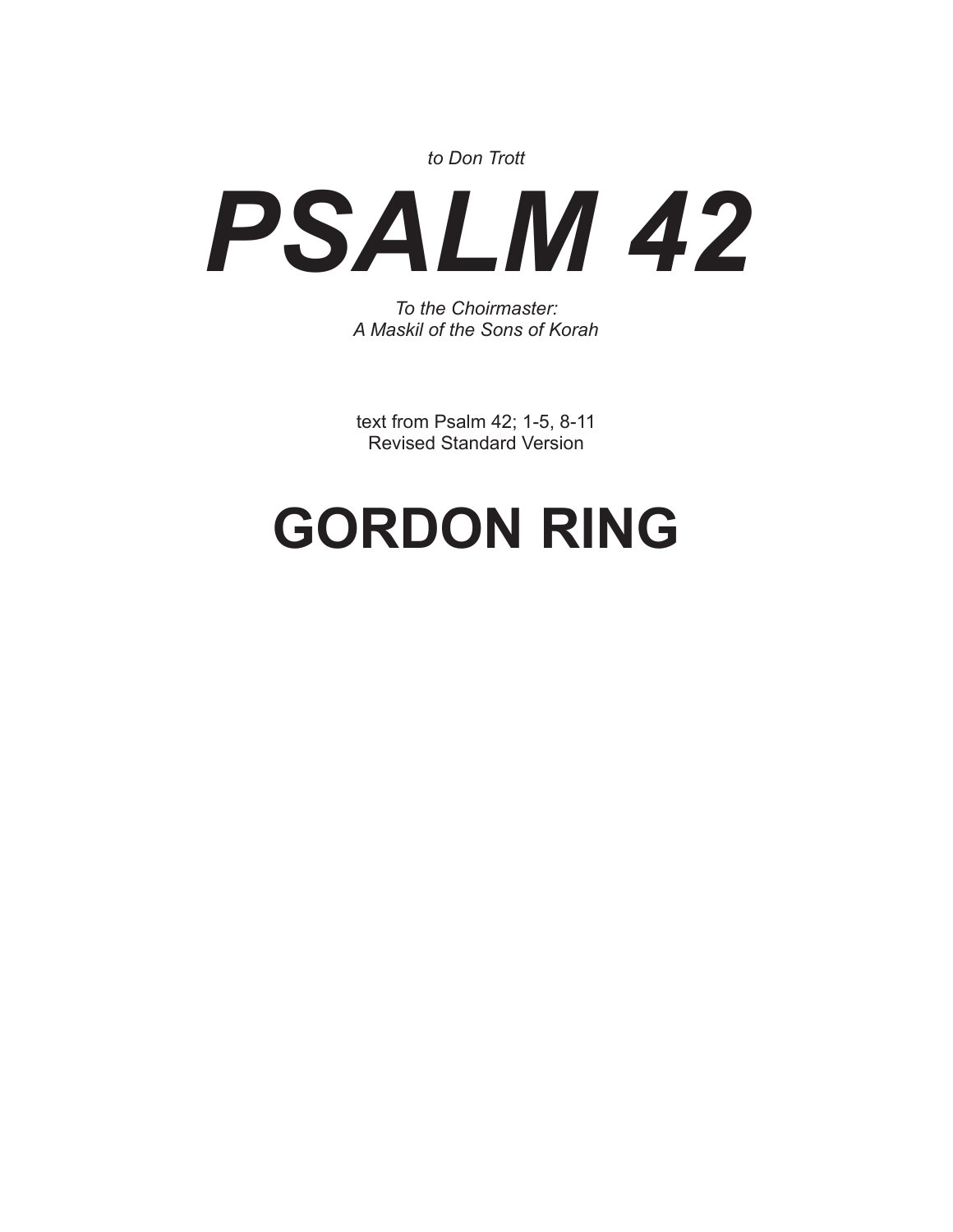*to Don Trott*

# *PSALM 42*

*To the Choirmaster:*
*A Maskil of the Sons of Korah*

text from Psalm 42; 1-5, 8-11
Revised Standard Version

## GORDON RING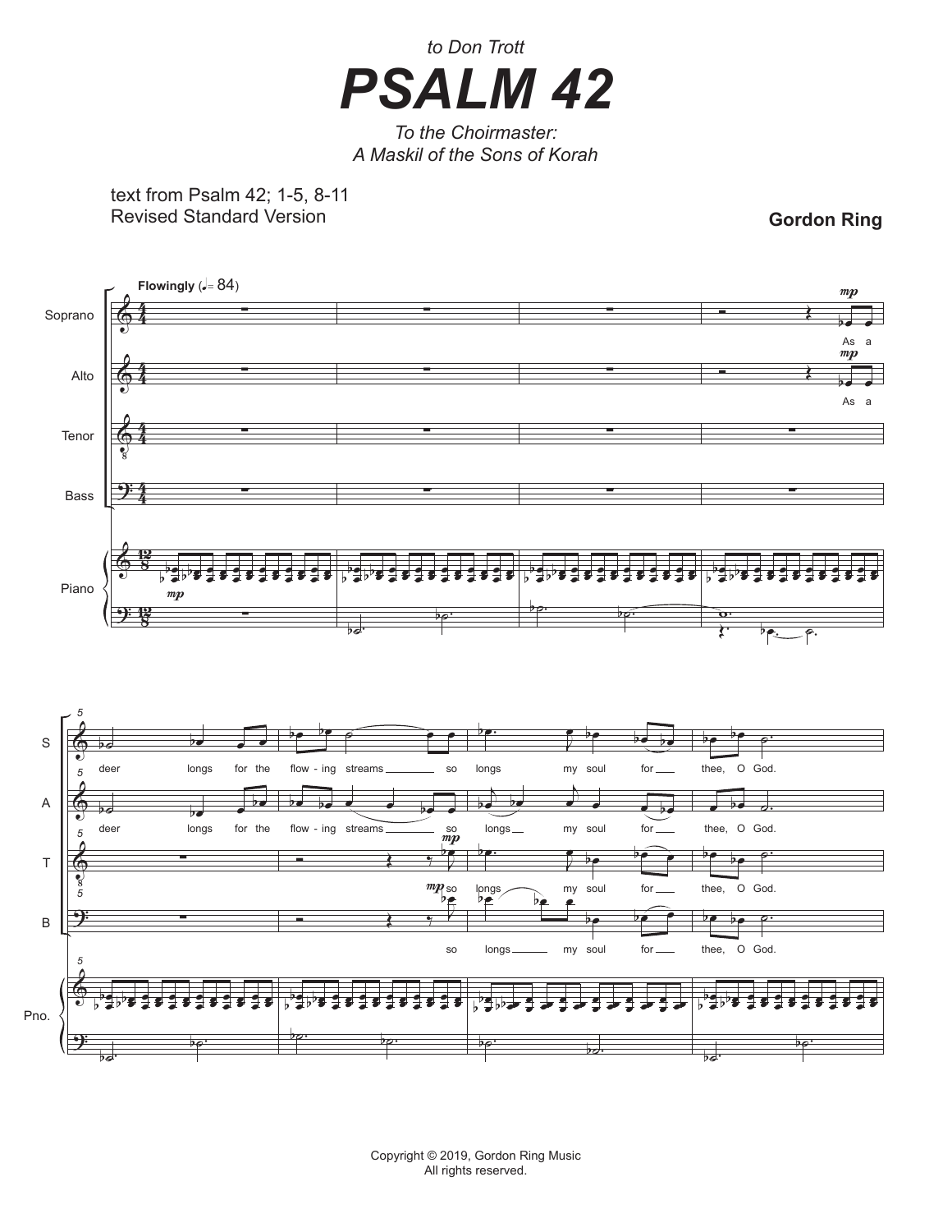to Don Trott

# PSALM 42

*To the Choirmaster:*
*A Maskil of the Sons of Korah*

text from Psalm 42; 1-5, 8-11
Revised Standard Version

**Gordon Ring**

**Flowingly** (♩.= 84)

Soprano, Alto: As a deer longs for the flow - ing streams so longs my soul for thee, O God.

Tenor, Bass: so longs my soul for thee, O God.

Copyright © 2019, Gordon Ring Music
All rights reserved.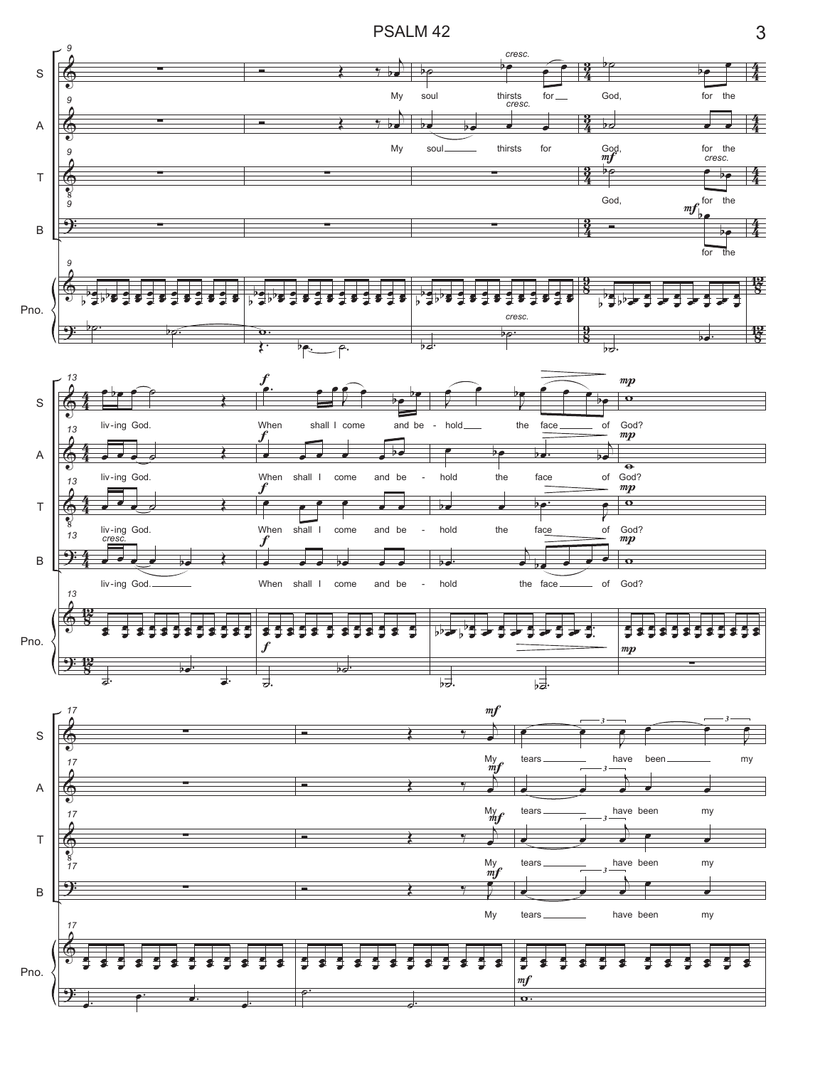My soul thirsts for God, for the living God.

When shall I come and behold the face of God?

My tears have been my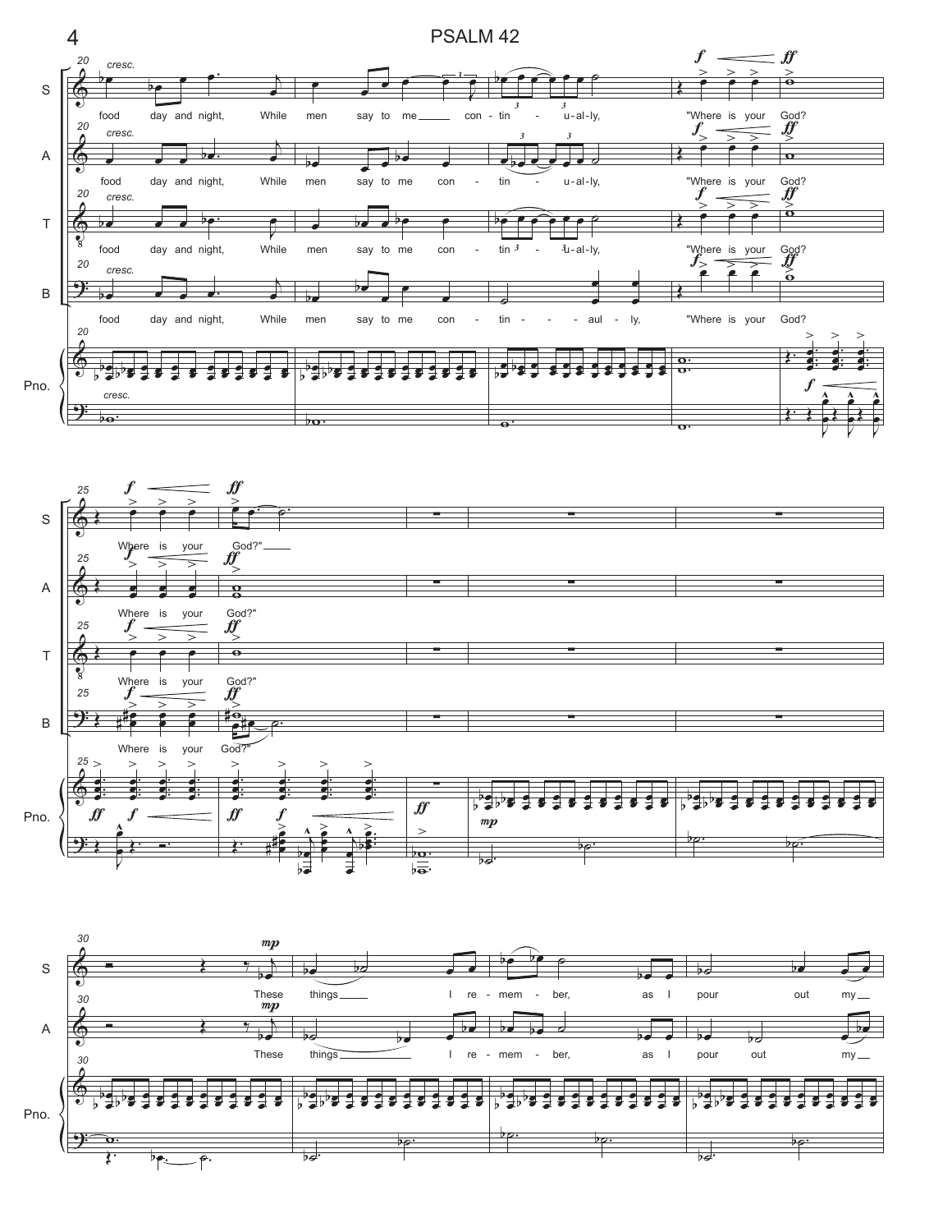S: food day and night, While men say to me con - tin - u - al - ly, "Where is your God? Where is your God?"

A: food day and night, While men say to me con - tin - u - al - ly, "Where is your God? Where is your God?"

T: food day and night, While men say to me con - tin - u - al - ly, "Where is your God? Where is your God?"

B: food day and night, While men say to me con - tin - aul - ly, "Where is your God? Where is your God?"

S: These things I re - mem - ber, as I pour out my

A: These things I re - mem - ber, as I pour out my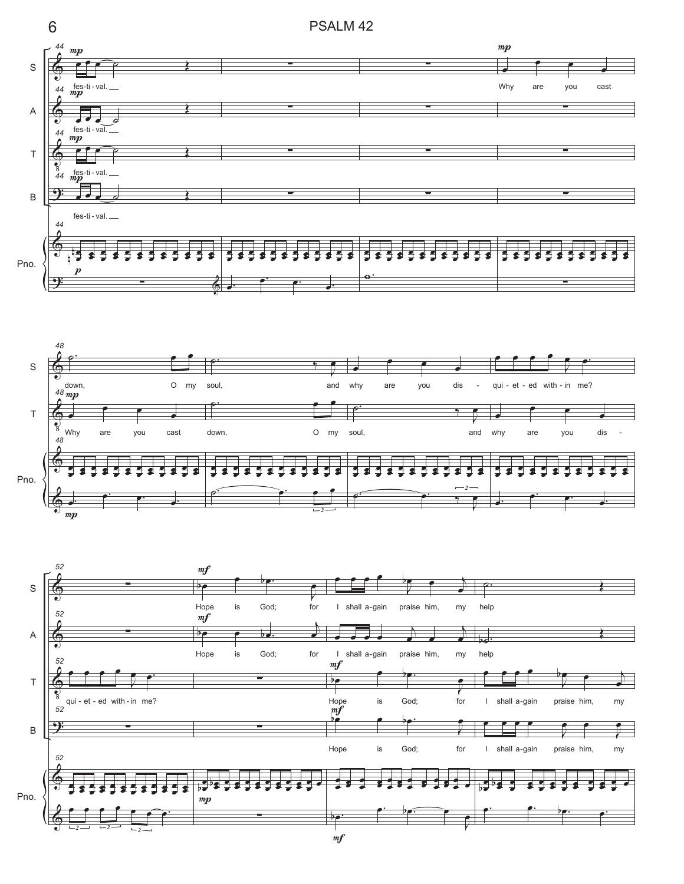**S** *mp* fes-ti-val. — Why are you cast down, O my soul, and why are you dis - qui-et-ed with-in me?

**A** *mp* fes-ti-val.

**T** *mp* fes-ti-val. — *mp* Why are you cast down, O my soul, and why are you dis - qui-et-ed with-in me?

**B** *mp* fes-ti-val.

**Pno.** *p* — *mp*

---

**S** *mf* Hope is God; for I shall a-gain praise him, my help

**A** *mf* Hope is God; for I shall a-gain praise him, my help

**T** *mf* Hope is God; for I shall a-gain praise him, my

**B** *mf* Hope is God; for I shall a-gain praise him, my

**Pno.** *mp* — *mf*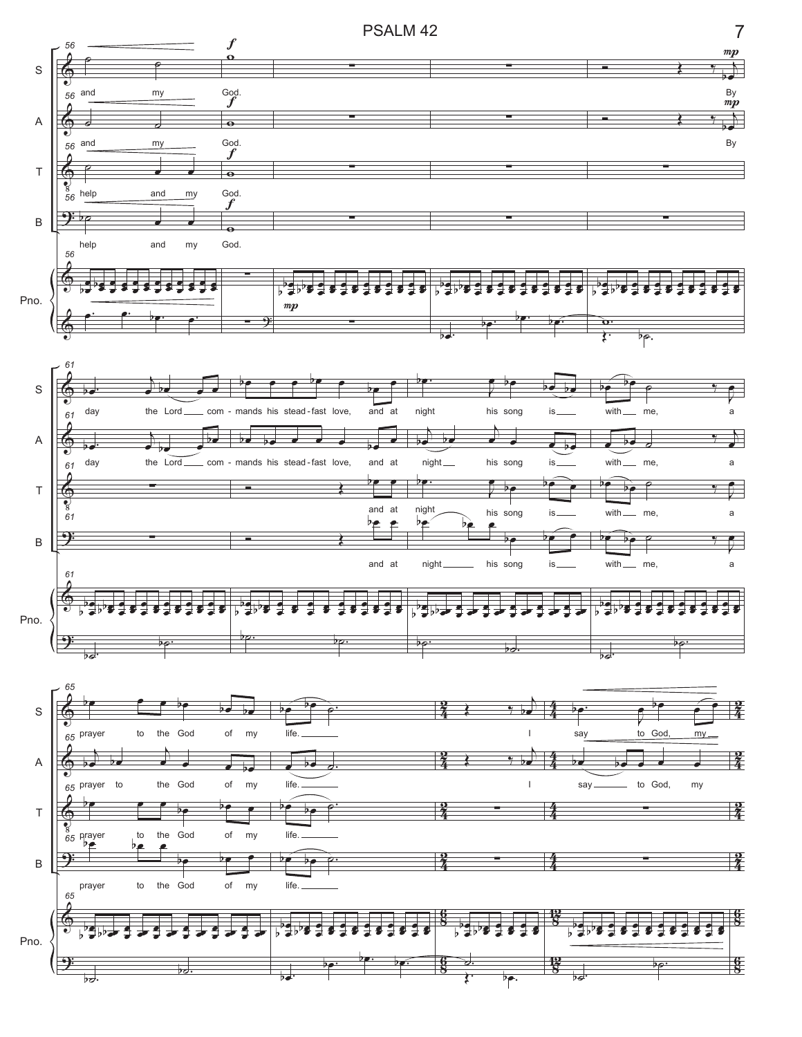and my God. By

and my God. By

help and my God.

help and my God.

day the Lord com - mands his stead - fast love, and at night his song is with me, a

day the Lord com - mands his stead - fast love, and at night his song is with me, a

and at night his song is with me, a

and at night his song is with me, a

prayer to the God of my life. I say to God, my

prayer to the God of my life. I say to God, my

prayer to the God of my life.

prayer to the God of my life.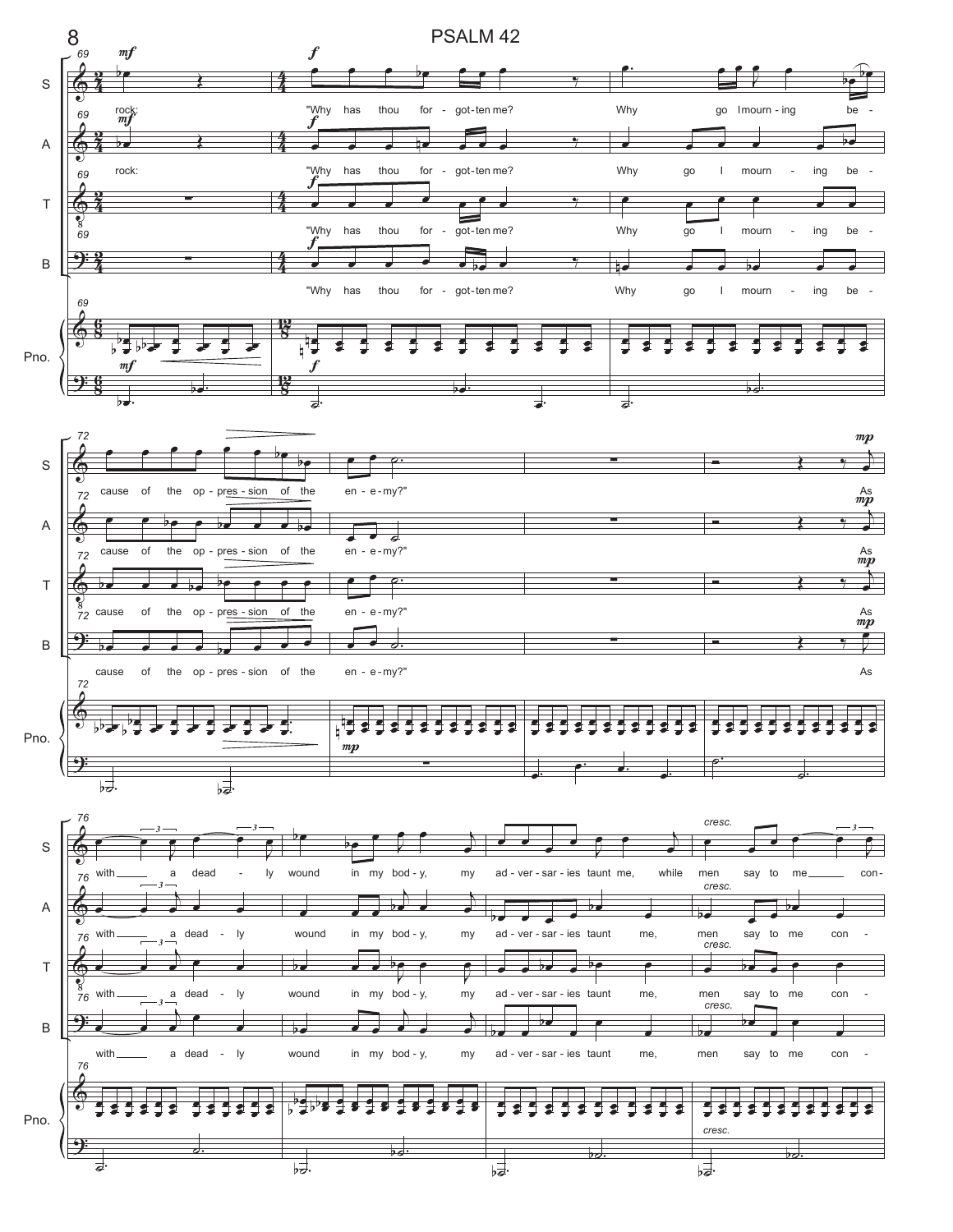rock:

"Why has thou for - got-ten me? Why go I mourn - ing be - cause of the op - pres - sion of the en - e - my?"

As with a dead - ly wound in my bod - y, my ad - ver - sar - ies taunt me, while men say to me con -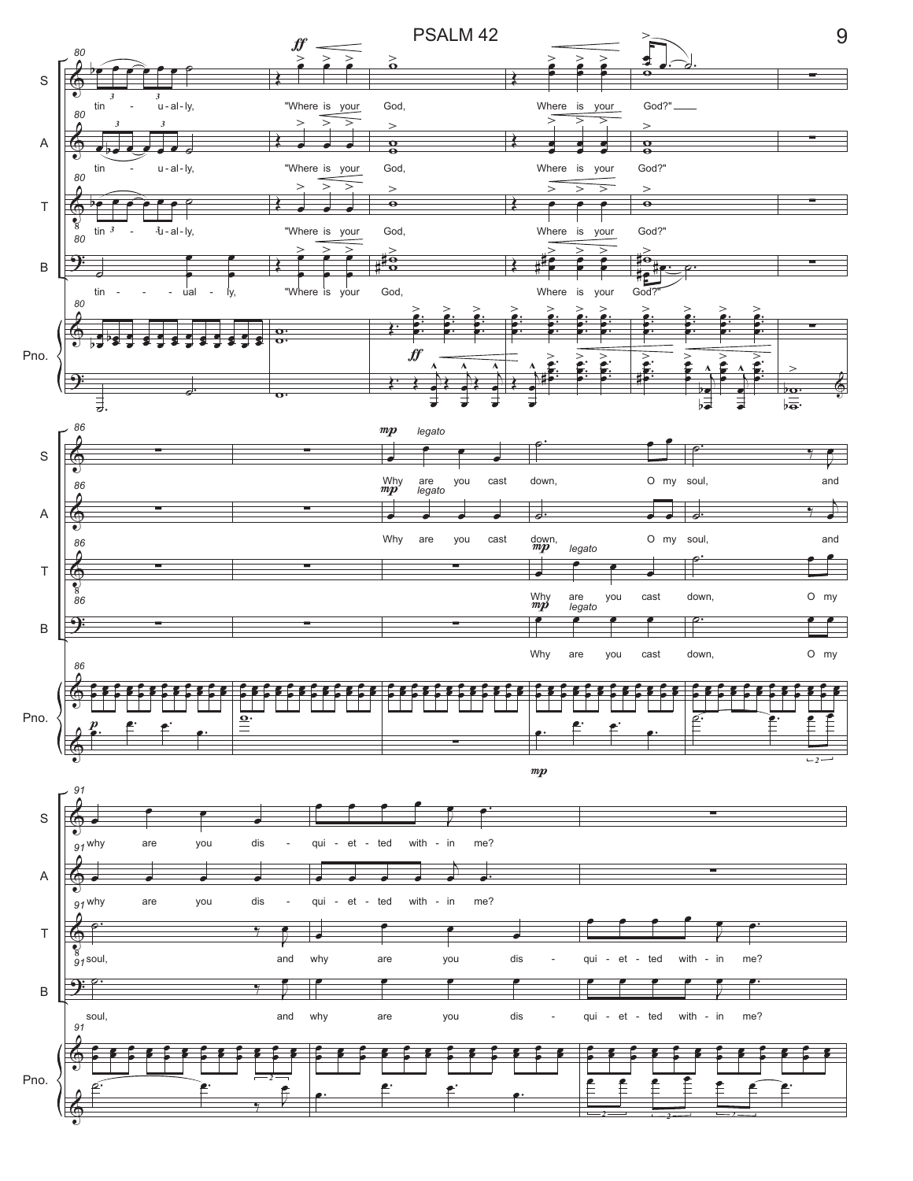80

S: tin - u - al - ly, "Where is your God, Where is your God?"

A: tin - u - al - ly, "Where is your God, Where is your God?"

T: tin - u - al - ly, "Where is your God, Where is your God?"

B: tin - - - ual - ly, "Where is your God, Where is your God?"

86

S: *mp* *legato* Why are you cast down, O my soul, and

A: *mp* *legato* Why are you cast down, O my soul, and

T: *mp* *legato* Why are you cast down, O my

B: *mp* *legato* Why are you cast down, O my

91

S: why are you dis - qui - et - ted with - in me?

A: why are you dis - qui - et - ted with - in me?

T: soul, and why are you dis - qui - et - ted with - in me?

B: soul, and why are you dis - qui - et - ted with - in me?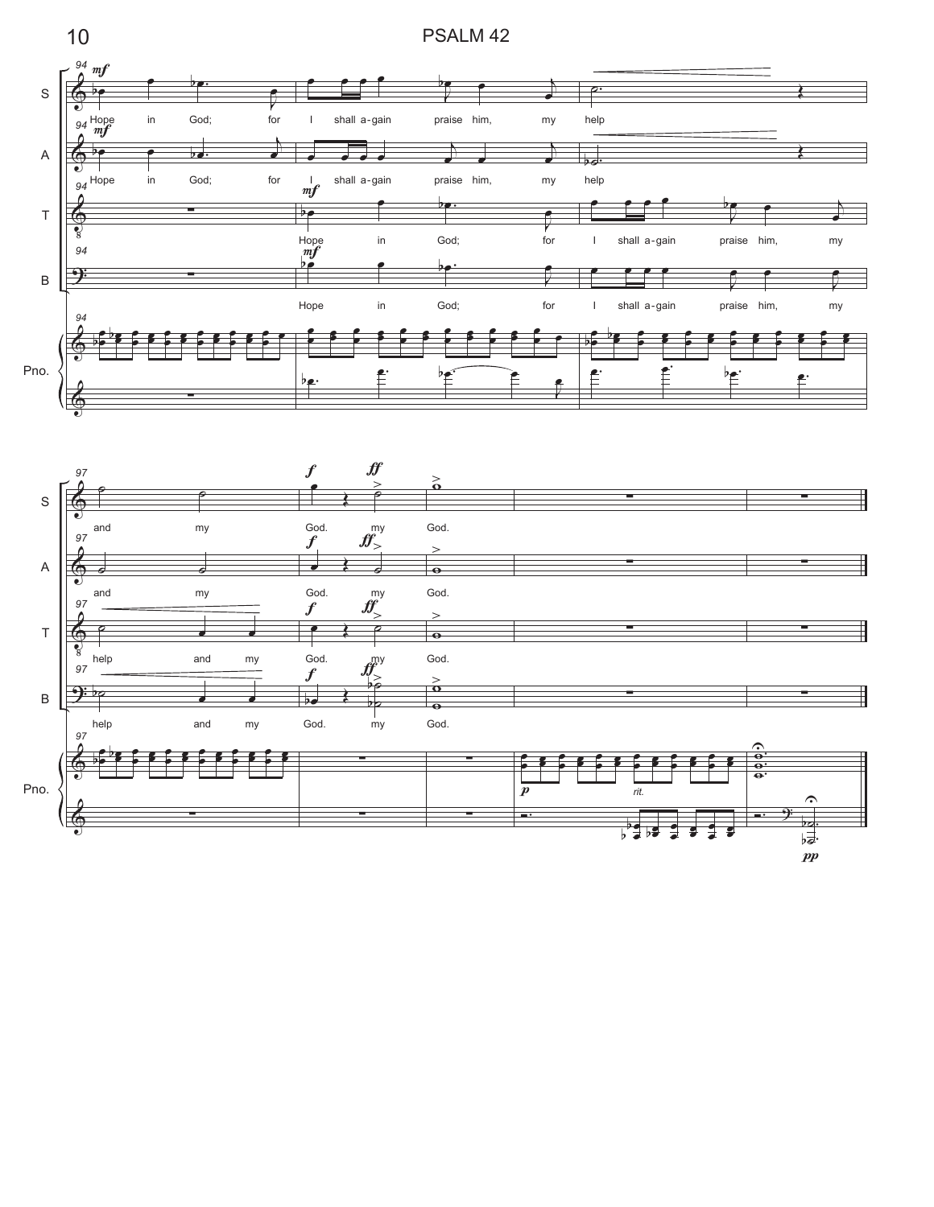S: Hope in God; for I shall a-gain praise him, my help and my God. my God.

A: Hope in God; for I shall a-gain praise him, my help and my God. my God.

T: Hope in God; for I shall a-gain praise him, my help and my God. my God.

B: Hope in God; for I shall a-gain praise him, my help and my God. my God.